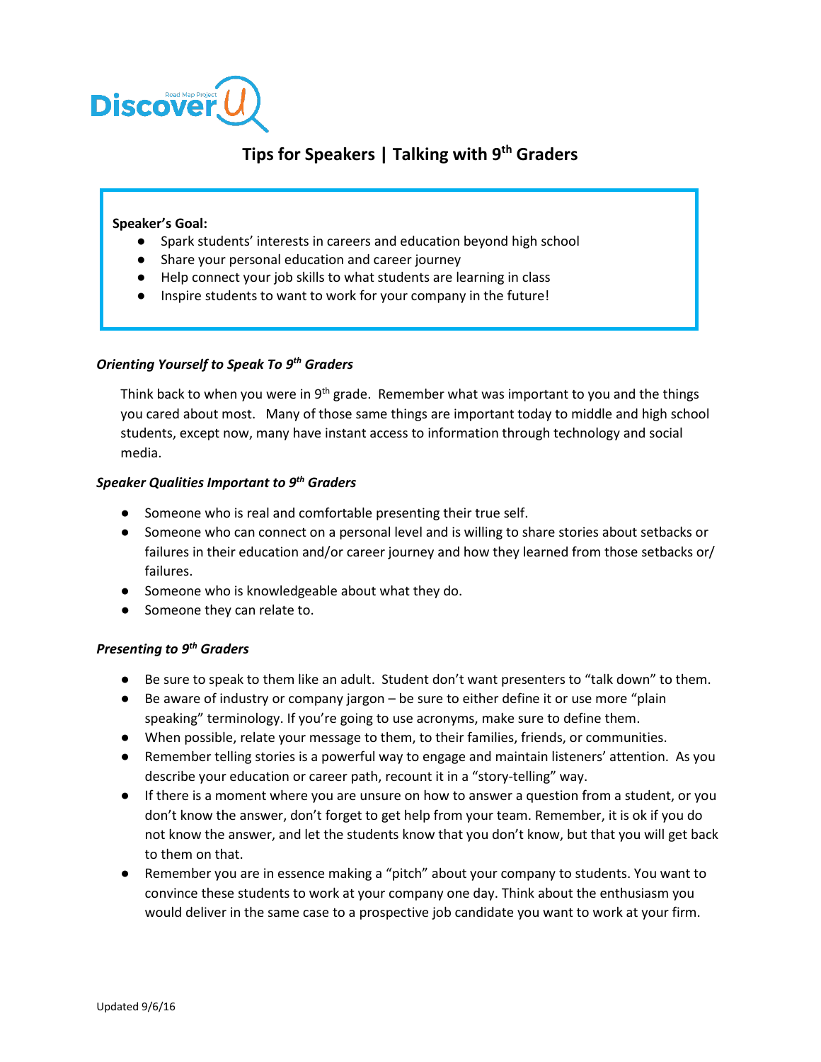Road Map Project **DiscoverU**

# Tips for Speakers | Talking with 9th Graders

**Speaker's Goal:**

- Spark students' interests in careers and education beyond high school
- Share your personal education and career journey
- Help connect your job skills to what students are learning in class
- Inspire students to want to work for your company in the future!

### *Orienting Yourself to Speak To 9th Graders*

Think back to when you were in 9th grade. Remember what was important to you and the things you cared about most. Many of those same things are important today to middle and high school students, except now, many have instant access to information through technology and social media.

### *Speaker Qualities Important to 9th Graders*

- Someone who is real and comfortable presenting their true self.
- Someone who can connect on a personal level and is willing to share stories about setbacks or failures in their education and/or career journey and how they learned from those setbacks or/ failures.
- Someone who is knowledgeable about what they do.
- Someone they can relate to.

### *Presenting to 9th Graders*

- Be sure to speak to them like an adult. Student don't want presenters to "talk down" to them.
- Be aware of industry or company jargon – be sure to either define it or use more "plain speaking" terminology. If you're going to use acronyms, make sure to define them.
- When possible, relate your message to them, to their families, friends, or communities.
- Remember telling stories is a powerful way to engage and maintain listeners' attention. As you describe your education or career path, recount it in a "story-telling" way.
- If there is a moment where you are unsure on how to answer a question from a student, or you don't know the answer, don't forget to get help from your team. Remember, it is ok if you do not know the answer, and let the students know that you don't know, but that you will get back to them on that.
- Remember you are in essence making a "pitch" about your company to students. You want to convince these students to work at your company one day. Think about the enthusiasm you would deliver in the same case to a prospective job candidate you want to work at your firm.

Updated 9/6/16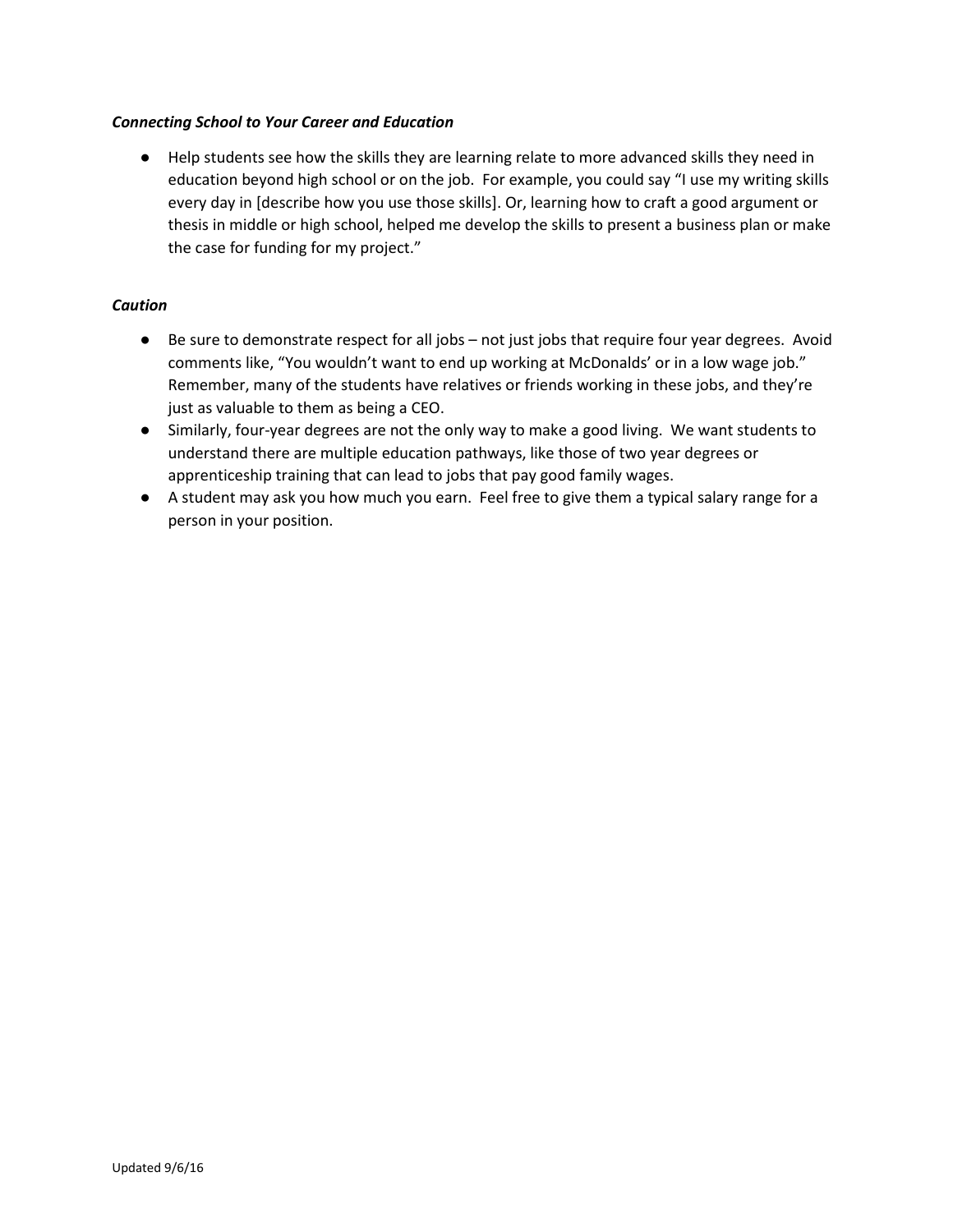***Connecting School to Your Career and Education***

- Help students see how the skills they are learning relate to more advanced skills they need in education beyond high school or on the job. For example, you could say "I use my writing skills every day in [describe how you use those skills]. Or, learning how to craft a good argument or thesis in middle or high school, helped me develop the skills to present a business plan or make the case for funding for my project."

***Caution***

- Be sure to demonstrate respect for all jobs – not just jobs that require four year degrees. Avoid comments like, "You wouldn't want to end up working at McDonalds' or in a low wage job." Remember, many of the students have relatives or friends working in these jobs, and they're just as valuable to them as being a CEO.
- Similarly, four-year degrees are not the only way to make a good living. We want students to understand there are multiple education pathways, like those of two year degrees or apprenticeship training that can lead to jobs that pay good family wages.
- A student may ask you how much you earn. Feel free to give them a typical salary range for a person in your position.

Updated 9/6/16